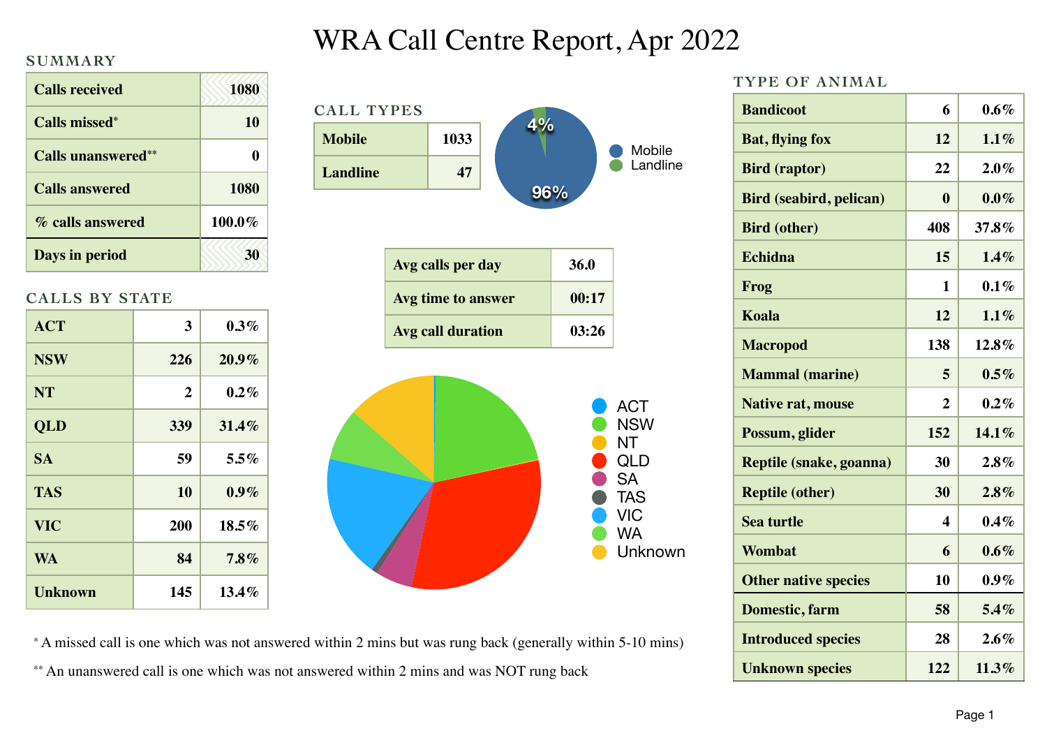# WRA Call Centre Report, Apr 2022

## SUMMARY

| | |
|---|---|
| Calls received | 1080 |
| Calls missed* | 10 |
| Calls unanswered** | 0 |
| Calls answered | 1080 |
| % calls answered | 100.0% |
| Days in period | 30 |

## CALL TYPES

| | |
|---|---|
| Mobile | 1033 |
| Landline | 47 |

Mobile 96%, Landline 4%

| | |
|---|---|
| Avg calls per day | 36.0 |
| Avg time to answer | 00:17 |
| Avg call duration | 03:26 |

## CALLS BY STATE

| | | |
|---|---|---|
| ACT | 3 | 0.3% |
| NSW | 226 | 20.9% |
| NT | 2 | 0.2% |
| QLD | 339 | 31.4% |
| SA | 59 | 5.5% |
| TAS | 10 | 0.9% |
| VIC | 200 | 18.5% |
| WA | 84 | 7.8% |
| Unknown | 145 | 13.4% |

## TYPE OF ANIMAL

| | | |
|---|---|---|
| Bandicoot | 6 | 0.6% |
| Bat, flying fox | 12 | 1.1% |
| Bird (raptor) | 22 | 2.0% |
| Bird (seabird, pelican) | 0 | 0.0% |
| Bird (other) | 408 | 37.8% |
| Echidna | 15 | 1.4% |
| Frog | 1 | 0.1% |
| Koala | 12 | 1.1% |
| Macropod | 138 | 12.8% |
| Mammal (marine) | 5 | 0.5% |
| Native rat, mouse | 2 | 0.2% |
| Possum, glider | 152 | 14.1% |
| Reptile (snake, goanna) | 30 | 2.8% |
| Reptile (other) | 30 | 2.8% |
| Sea turtle | 4 | 0.4% |
| Wombat | 6 | 0.6% |
| Other native species | 10 | 0.9% |
| Domestic, farm | 58 | 5.4% |
| Introduced species | 28 | 2.6% |
| Unknown species | 122 | 11.3% |

\* A missed call is one which was not answered within 2 mins but was rung back (generally within 5-10 mins)

\*\* An unanswered call is one which was not answered within 2 mins and was NOT rung back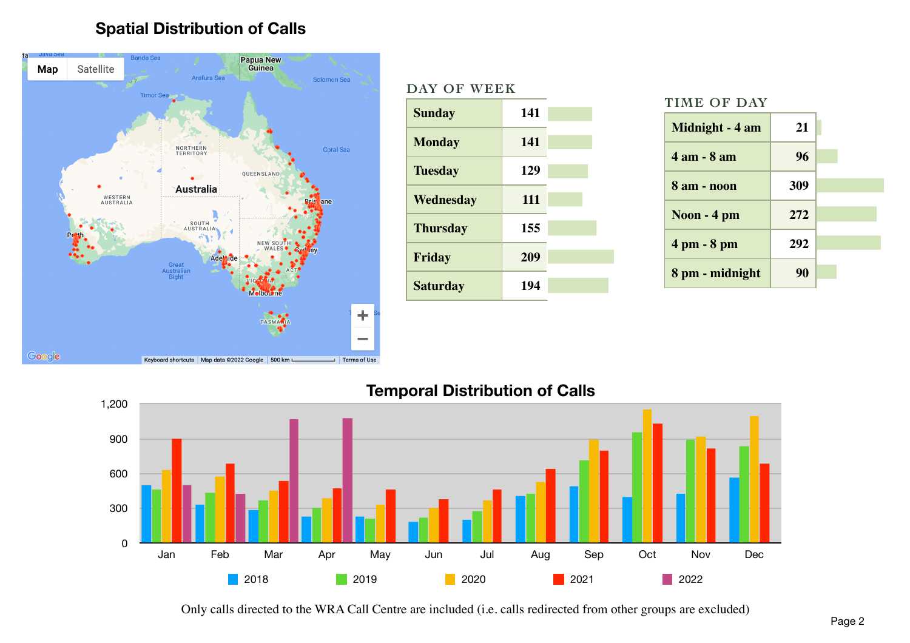## Spatial Distribution of Calls

Map | Satellite

Java Sea, Banda Sea, Papua New Guinea, Arafura Sea, Solomon Sea, Timor Sea, Coral Sea, NORTHERN TERRITORY, QUEENSLAND, Australia, WESTERN AUSTRALIA, SOUTH AUSTRALIA, Brisbane, NEW SOUTH WALES, Sydney, Perth, Adelaide, Great Australian Bight, ACT, VICTORIA, Melbourne, TASMANIA

Keyboard shortcuts | Map data ©2022 Google | 500 km | Terms of Use

### DAY OF WEEK

| | |
|---|---|
| Sunday | 141 |
| Monday | 141 |
| Tuesday | 129 |
| Wednesday | 111 |
| Thursday | 155 |
| Friday | 209 |
| Saturday | 194 |

### TIME OF DAY

| | |
|---|---|
| Midnight - 4 am | 21 |
| 4 am - 8 am | 96 |
| 8 am - noon | 309 |
| Noon - 4 pm | 272 |
| 4 pm - 8 pm | 292 |
| 8 pm - midnight | 90 |

## Temporal Distribution of Calls

1,200
900
600
300
0

Jan Feb Mar Apr May Jun Jul Aug Sep Oct Nov Dec

2018 2019 2020 2021 2022

Only calls directed to the WRA Call Centre are included (i.e. calls redirected from other groups are excluded)